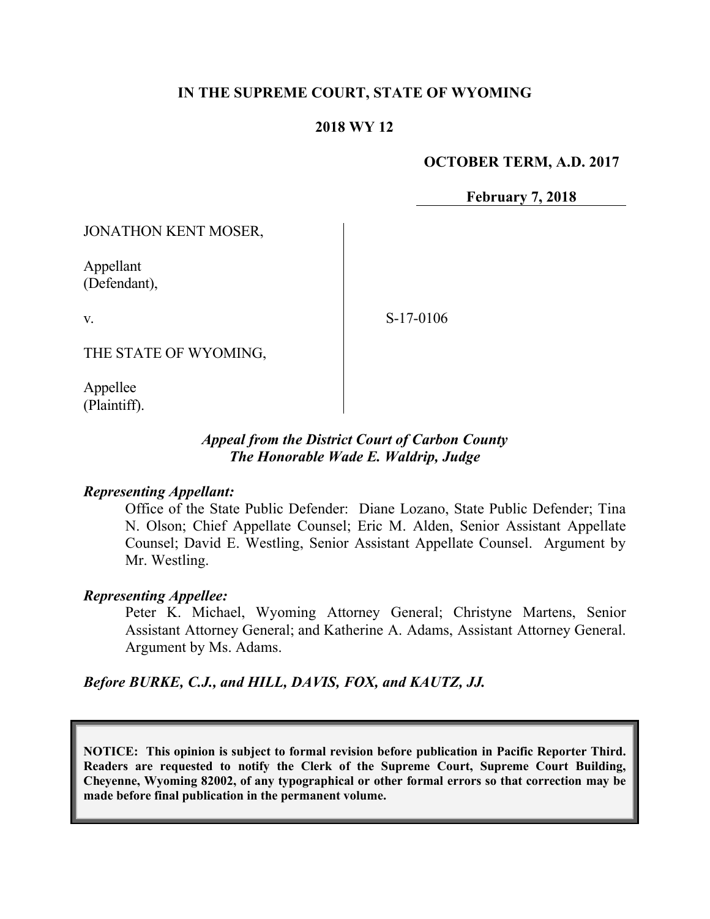**IN THE SUPREME COURT, STATE OF WYOMING**

**2018 WY 12**

**OCTOBER TERM, A.D. 2017**

**February 7, 2018**

JONATHON KENT MOSER,

Appellant
(Defendant),

v.

THE STATE OF WYOMING,

Appellee
(Plaintiff).

S-17-0106

***Appeal from the District Court of Carbon County***
***The Honorable Wade E. Waldrip, Judge***

***Representing Appellant:***

Office of the State Public Defender: Diane Lozano, State Public Defender; Tina N. Olson; Chief Appellate Counsel; Eric M. Alden, Senior Assistant Appellate Counsel; David E. Westling, Senior Assistant Appellate Counsel. Argument by Mr. Westling.

***Representing Appellee:***

Peter K. Michael, Wyoming Attorney General; Christyne Martens, Senior Assistant Attorney General; and Katherine A. Adams, Assistant Attorney General. Argument by Ms. Adams.

***Before BURKE, C.J., and HILL, DAVIS, FOX, and KAUTZ, JJ.***

**NOTICE: This opinion is subject to formal revision before publication in Pacific Reporter Third. Readers are requested to notify the Clerk of the Supreme Court, Supreme Court Building, Cheyenne, Wyoming 82002, of any typographical or other formal errors so that correction may be made before final publication in the permanent volume.**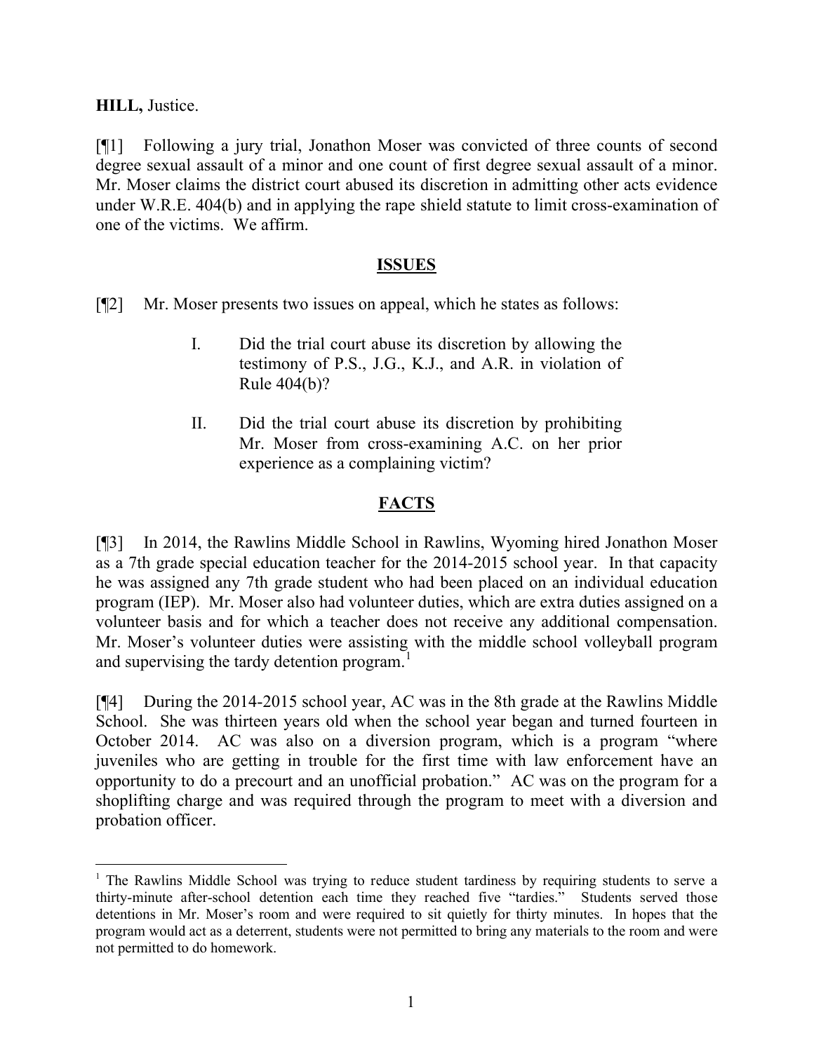**HILL,** Justice.

[¶1] Following a jury trial, Jonathon Moser was convicted of three counts of second degree sexual assault of a minor and one count of first degree sexual assault of a minor. Mr. Moser claims the district court abused its discretion in admitting other acts evidence under W.R.E. 404(b) and in applying the rape shield statute to limit cross-examination of one of the victims. We affirm.

## ISSUES

[¶2] Mr. Moser presents two issues on appeal, which he states as follows:

> I. Did the trial court abuse its discretion by allowing the testimony of P.S., J.G., K.J., and A.R. in violation of Rule 404(b)?
>
> II. Did the trial court abuse its discretion by prohibiting Mr. Moser from cross-examining A.C. on her prior experience as a complaining victim?

## FACTS

[¶3] In 2014, the Rawlins Middle School in Rawlins, Wyoming hired Jonathon Moser as a 7th grade special education teacher for the 2014-2015 school year. In that capacity he was assigned any 7th grade student who had been placed on an individual education program (IEP). Mr. Moser also had volunteer duties, which are extra duties assigned on a volunteer basis and for which a teacher does not receive any additional compensation. Mr. Moser's volunteer duties were assisting with the middle school volleyball program and supervising the tardy detention program.[1]

[¶4] During the 2014-2015 school year, AC was in the 8th grade at the Rawlins Middle School. She was thirteen years old when the school year began and turned fourteen in October 2014. AC was also on a diversion program, which is a program "where juveniles who are getting in trouble for the first time with law enforcement have an opportunity to do a precourt and an unofficial probation." AC was on the program for a shoplifting charge and was required through the program to meet with a diversion and probation officer.

---

[1] The Rawlins Middle School was trying to reduce student tardiness by requiring students to serve a thirty-minute after-school detention each time they reached five "tardies." Students served those detentions in Mr. Moser's room and were required to sit quietly for thirty minutes. In hopes that the program would act as a deterrent, students were not permitted to bring any materials to the room and were not permitted to do homework.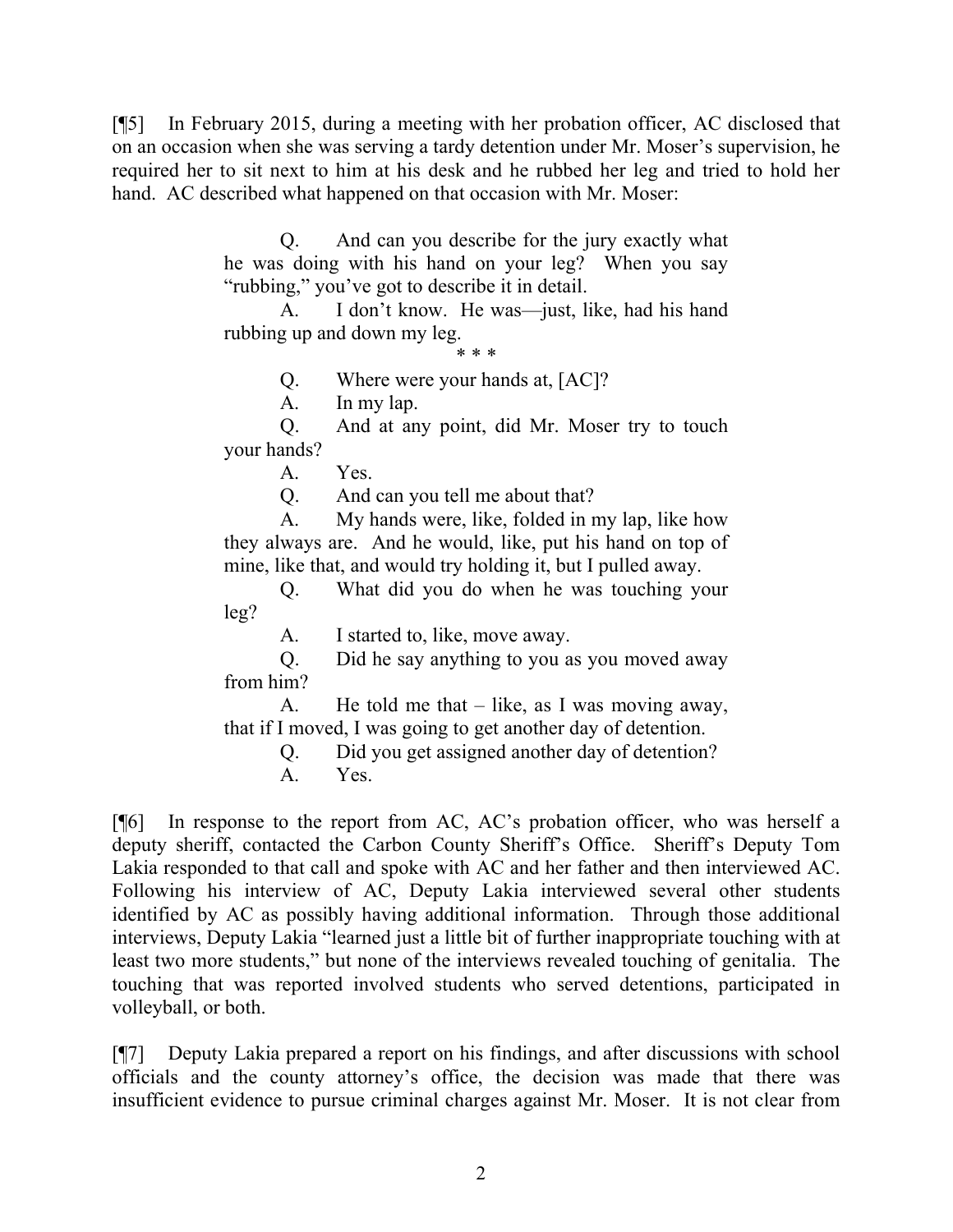[¶5] In February 2015, during a meeting with her probation officer, AC disclosed that on an occasion when she was serving a tardy detention under Mr. Moser's supervision, he required her to sit next to him at his desk and he rubbed her leg and tried to hold her hand. AC described what happened on that occasion with Mr. Moser:

> Q. And can you describe for the jury exactly what he was doing with his hand on your leg? When you say "rubbing," you've got to describe it in detail.
>
> A. I don't know. He was—just, like, had his hand rubbing up and down my leg.
>
> \* \* \*
>
> Q. Where were your hands at, [AC]?
>
> A. In my lap.
>
> Q. And at any point, did Mr. Moser try to touch your hands?
>
> A. Yes.
>
> Q. And can you tell me about that?
>
> A. My hands were, like, folded in my lap, like how they always are. And he would, like, put his hand on top of mine, like that, and would try holding it, but I pulled away.
>
> Q. What did you do when he was touching your leg?
>
> A. I started to, like, move away.
>
> Q. Did he say anything to you as you moved away from him?
>
> A. He told me that – like, as I was moving away, that if I moved, I was going to get another day of detention.
>
> Q. Did you get assigned another day of detention?
>
> A. Yes.

[¶6] In response to the report from AC, AC's probation officer, who was herself a deputy sheriff, contacted the Carbon County Sheriff's Office. Sheriff's Deputy Tom Lakia responded to that call and spoke with AC and her father and then interviewed AC. Following his interview of AC, Deputy Lakia interviewed several other students identified by AC as possibly having additional information. Through those additional interviews, Deputy Lakia "learned just a little bit of further inappropriate touching with at least two more students," but none of the interviews revealed touching of genitalia. The touching that was reported involved students who served detentions, participated in volleyball, or both.

[¶7] Deputy Lakia prepared a report on his findings, and after discussions with school officials and the county attorney's office, the decision was made that there was insufficient evidence to pursue criminal charges against Mr. Moser. It is not clear from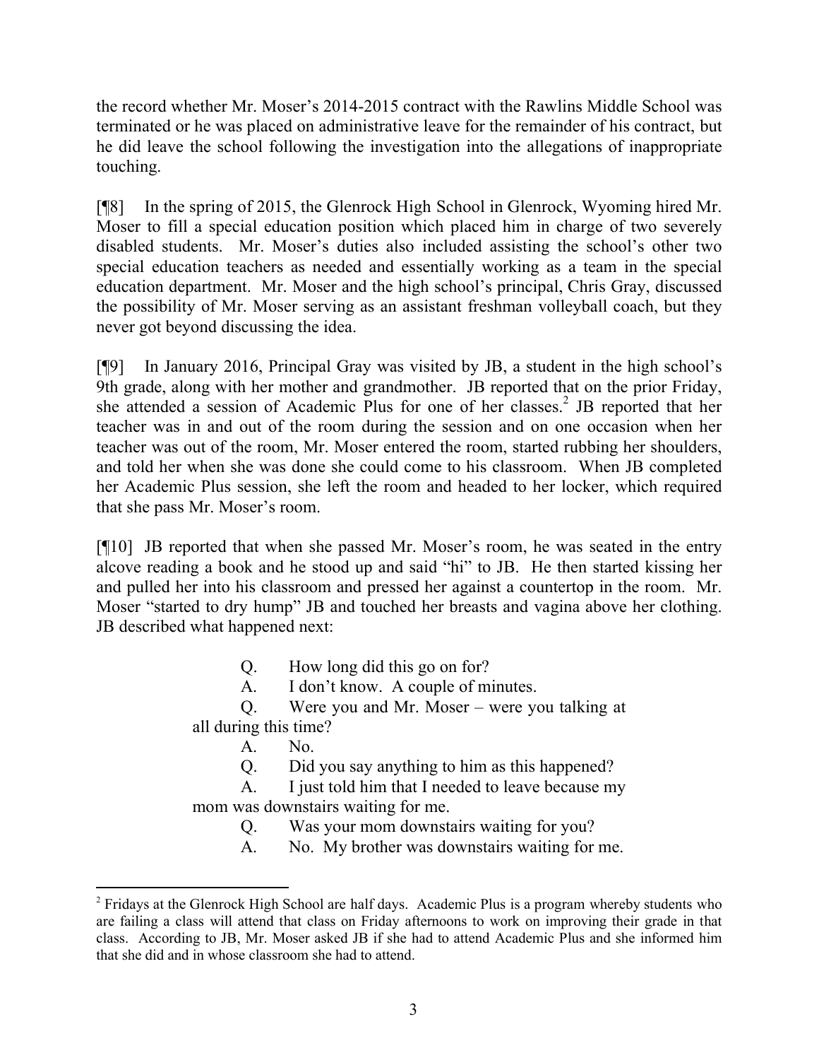the record whether Mr. Moser's 2014-2015 contract with the Rawlins Middle School was terminated or he was placed on administrative leave for the remainder of his contract, but he did leave the school following the investigation into the allegations of inappropriate touching.

[¶8] In the spring of 2015, the Glenrock High School in Glenrock, Wyoming hired Mr. Moser to fill a special education position which placed him in charge of two severely disabled students. Mr. Moser's duties also included assisting the school's other two special education teachers as needed and essentially working as a team in the special education department. Mr. Moser and the high school's principal, Chris Gray, discussed the possibility of Mr. Moser serving as an assistant freshman volleyball coach, but they never got beyond discussing the idea.

[¶9] In January 2016, Principal Gray was visited by JB, a student in the high school's 9th grade, along with her mother and grandmother. JB reported that on the prior Friday, she attended a session of Academic Plus for one of her classes.[2] JB reported that her teacher was in and out of the room during the session and on one occasion when her teacher was out of the room, Mr. Moser entered the room, started rubbing her shoulders, and told her when she was done she could come to his classroom. When JB completed her Academic Plus session, she left the room and headed to her locker, which required that she pass Mr. Moser's room.

[¶10] JB reported that when she passed Mr. Moser's room, he was seated in the entry alcove reading a book and he stood up and said "hi" to JB. He then started kissing her and pulled her into his classroom and pressed her against a countertop in the room. Mr. Moser "started to dry hump" JB and touched her breasts and vagina above her clothing. JB described what happened next:

> Q. How long did this go on for?
>
> A. I don't know. A couple of minutes.
>
> Q. Were you and Mr. Moser – were you talking at all during this time?
>
> A. No.
>
> Q. Did you say anything to him as this happened?
>
> A. I just told him that I needed to leave because my mom was downstairs waiting for me.
>
> Q. Was your mom downstairs waiting for you?
>
> A. No. My brother was downstairs waiting for me.

---

[2] Fridays at the Glenrock High School are half days. Academic Plus is a program whereby students who are failing a class will attend that class on Friday afternoons to work on improving their grade in that class. According to JB, Mr. Moser asked JB if she had to attend Academic Plus and she informed him that she did and in whose classroom she had to attend.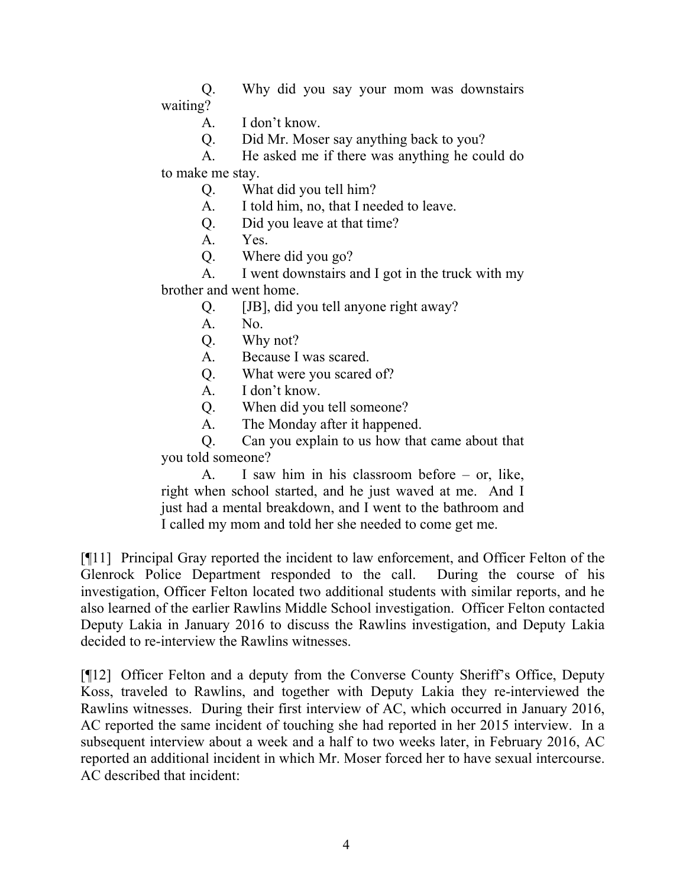> Q. Why did you say your mom was downstairs waiting?
>
> A. I don't know.
>
> Q. Did Mr. Moser say anything back to you?
>
> A. He asked me if there was anything he could do to make me stay.
>
> Q. What did you tell him?
>
> A. I told him, no, that I needed to leave.
>
> Q. Did you leave at that time?
>
> A. Yes.
>
> Q. Where did you go?
>
> A. I went downstairs and I got in the truck with my brother and went home.
>
> Q. [JB], did you tell anyone right away?
>
> A. No.
>
> Q. Why not?
>
> A. Because I was scared.
>
> Q. What were you scared of?
>
> A. I don't know.
>
> Q. When did you tell someone?
>
> A. The Monday after it happened.
>
> Q. Can you explain to us how that came about that you told someone?
>
> A. I saw him in his classroom before – or, like, right when school started, and he just waved at me. And I just had a mental breakdown, and I went to the bathroom and I called my mom and told her she needed to come get me.

[¶11] Principal Gray reported the incident to law enforcement, and Officer Felton of the Glenrock Police Department responded to the call. During the course of his investigation, Officer Felton located two additional students with similar reports, and he also learned of the earlier Rawlins Middle School investigation. Officer Felton contacted Deputy Lakia in January 2016 to discuss the Rawlins investigation, and Deputy Lakia decided to re-interview the Rawlins witnesses.

[¶12] Officer Felton and a deputy from the Converse County Sheriff's Office, Deputy Koss, traveled to Rawlins, and together with Deputy Lakia they re-interviewed the Rawlins witnesses. During their first interview of AC, which occurred in January 2016, AC reported the same incident of touching she had reported in her 2015 interview. In a subsequent interview about a week and a half to two weeks later, in February 2016, AC reported an additional incident in which Mr. Moser forced her to have sexual intercourse. AC described that incident: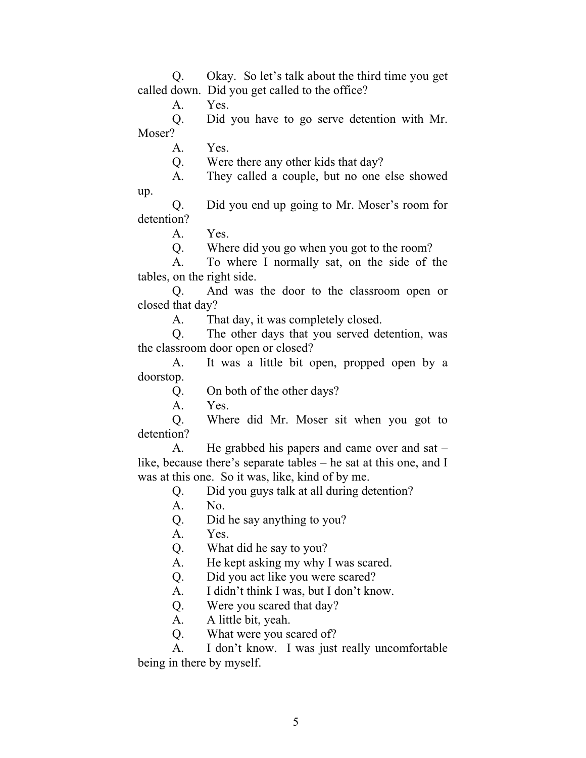Q. Okay. So let's talk about the third time you get called down. Did you get called to the office?

A. Yes.

Q. Did you have to go serve detention with Mr. Moser?

A. Yes.

Q. Were there any other kids that day?

A. They called a couple, but no one else showed up.

Q. Did you end up going to Mr. Moser's room for detention?

A. Yes.

Q. Where did you go when you got to the room?

A. To where I normally sat, on the side of the tables, on the right side.

Q. And was the door to the classroom open or closed that day?

A. That day, it was completely closed.

Q. The other days that you served detention, was the classroom door open or closed?

A. It was a little bit open, propped open by a doorstop.

Q. On both of the other days?

A. Yes.

Q. Where did Mr. Moser sit when you got to detention?

A. He grabbed his papers and came over and sat – like, because there's separate tables – he sat at this one, and I was at this one. So it was, like, kind of by me.

Q. Did you guys talk at all during detention?

A. No.

Q. Did he say anything to you?

A. Yes.

Q. What did he say to you?

A. He kept asking my why I was scared.

Q. Did you act like you were scared?

A. I didn't think I was, but I don't know.

Q. Were you scared that day?

A. A little bit, yeah.

Q. What were you scared of?

A. I don't know. I was just really uncomfortable being in there by myself.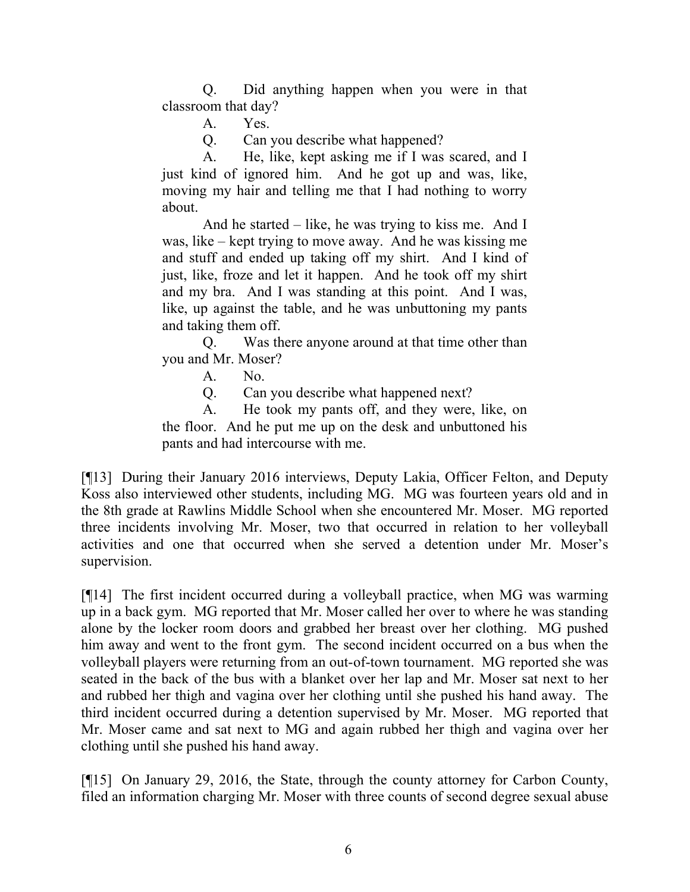Q. Did anything happen when you were in that classroom that day?

A. Yes.

Q. Can you describe what happened?

A. He, like, kept asking me if I was scared, and I just kind of ignored him. And he got up and was, like, moving my hair and telling me that I had nothing to worry about.

And he started – like, he was trying to kiss me. And I was, like – kept trying to move away. And he was kissing me and stuff and ended up taking off my shirt. And I kind of just, like, froze and let it happen. And he took off my shirt and my bra. And I was standing at this point. And I was, like, up against the table, and he was unbuttoning my pants and taking them off.

Q. Was there anyone around at that time other than you and Mr. Moser?

A. No.

Q. Can you describe what happened next?

A. He took my pants off, and they were, like, on the floor. And he put me up on the desk and unbuttoned his pants and had intercourse with me.

[¶13] During their January 2016 interviews, Deputy Lakia, Officer Felton, and Deputy Koss also interviewed other students, including MG. MG was fourteen years old and in the 8th grade at Rawlins Middle School when she encountered Mr. Moser. MG reported three incidents involving Mr. Moser, two that occurred in relation to her volleyball activities and one that occurred when she served a detention under Mr. Moser's supervision.

[¶14] The first incident occurred during a volleyball practice, when MG was warming up in a back gym. MG reported that Mr. Moser called her over to where he was standing alone by the locker room doors and grabbed her breast over her clothing. MG pushed him away and went to the front gym. The second incident occurred on a bus when the volleyball players were returning from an out-of-town tournament. MG reported she was seated in the back of the bus with a blanket over her lap and Mr. Moser sat next to her and rubbed her thigh and vagina over her clothing until she pushed his hand away. The third incident occurred during a detention supervised by Mr. Moser. MG reported that Mr. Moser came and sat next to MG and again rubbed her thigh and vagina over her clothing until she pushed his hand away.

[¶15] On January 29, 2016, the State, through the county attorney for Carbon County, filed an information charging Mr. Moser with three counts of second degree sexual abuse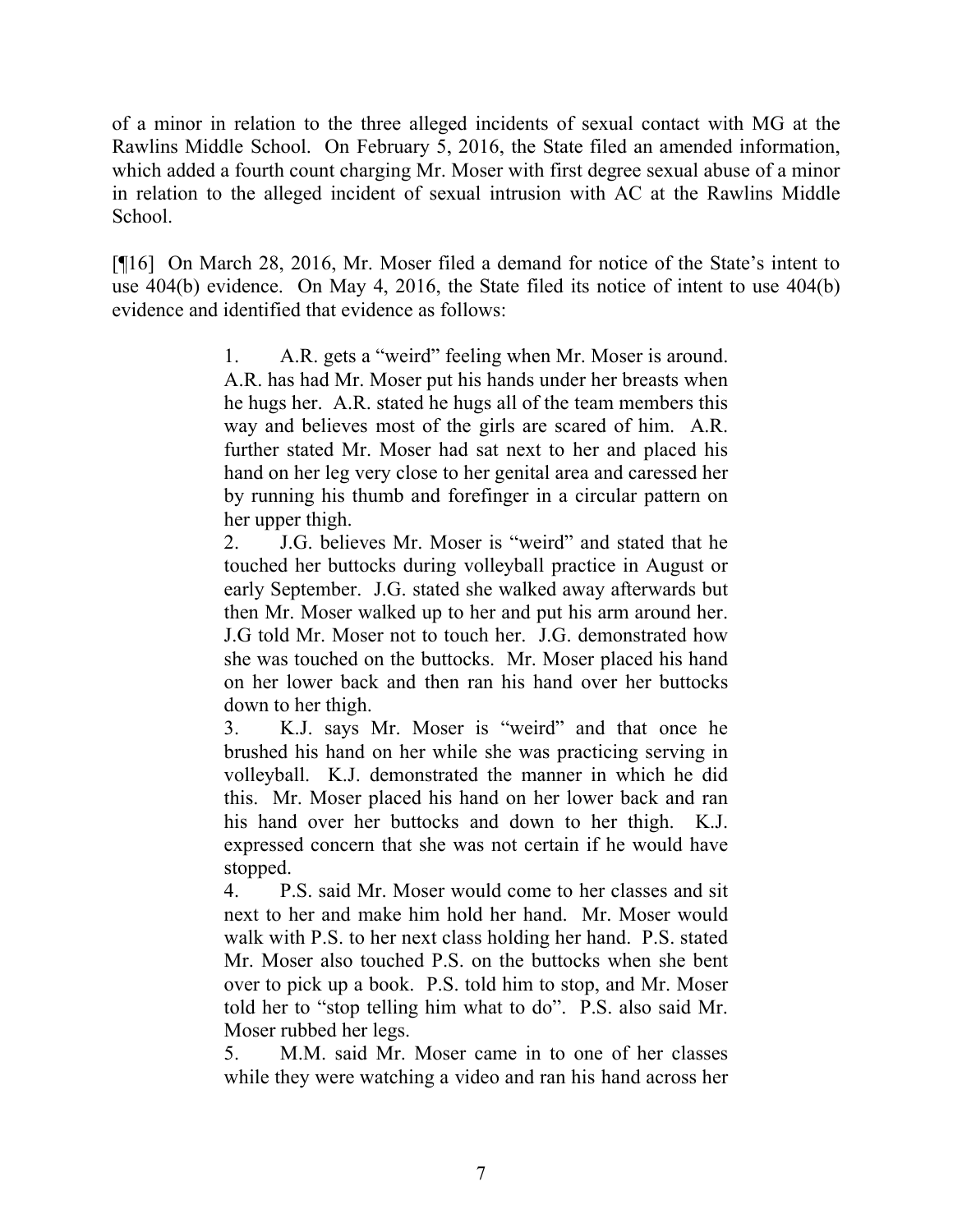of a minor in relation to the three alleged incidents of sexual contact with MG at the Rawlins Middle School. On February 5, 2016, the State filed an amended information, which added a fourth count charging Mr. Moser with first degree sexual abuse of a minor in relation to the alleged incident of sexual intrusion with AC at the Rawlins Middle School.

[¶16] On March 28, 2016, Mr. Moser filed a demand for notice of the State's intent to use 404(b) evidence. On May 4, 2016, the State filed its notice of intent to use 404(b) evidence and identified that evidence as follows:

> 1. A.R. gets a "weird" feeling when Mr. Moser is around. A.R. has had Mr. Moser put his hands under her breasts when he hugs her. A.R. stated he hugs all of the team members this way and believes most of the girls are scared of him. A.R. further stated Mr. Moser had sat next to her and placed his hand on her leg very close to her genital area and caressed her by running his thumb and forefinger in a circular pattern on her upper thigh.
>
> 2. J.G. believes Mr. Moser is "weird" and stated that he touched her buttocks during volleyball practice in August or early September. J.G. stated she walked away afterwards but then Mr. Moser walked up to her and put his arm around her. J.G told Mr. Moser not to touch her. J.G. demonstrated how she was touched on the buttocks. Mr. Moser placed his hand on her lower back and then ran his hand over her buttocks down to her thigh.
>
> 3. K.J. says Mr. Moser is "weird" and that once he brushed his hand on her while she was practicing serving in volleyball. K.J. demonstrated the manner in which he did this. Mr. Moser placed his hand on her lower back and ran his hand over her buttocks and down to her thigh. K.J. expressed concern that she was not certain if he would have stopped.
>
> 4. P.S. said Mr. Moser would come to her classes and sit next to her and make him hold her hand. Mr. Moser would walk with P.S. to her next class holding her hand. P.S. stated Mr. Moser also touched P.S. on the buttocks when she bent over to pick up a book. P.S. told him to stop, and Mr. Moser told her to "stop telling him what to do". P.S. also said Mr. Moser rubbed her legs.
>
> 5. M.M. said Mr. Moser came in to one of her classes while they were watching a video and ran his hand across her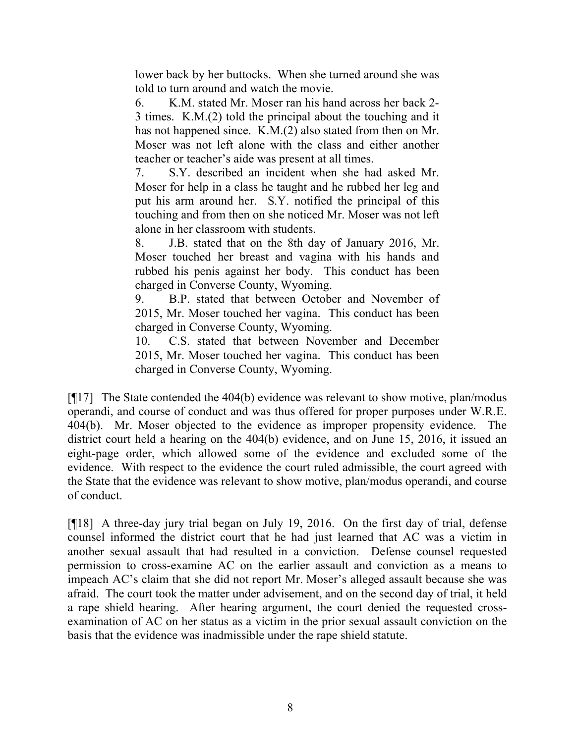> lower back by her buttocks. When she turned around she was told to turn around and watch the movie.
>
> 6. K.M. stated Mr. Moser ran his hand across her back 2-3 times. K.M.(2) told the principal about the touching and it has not happened since. K.M.(2) also stated from then on Mr. Moser was not left alone with the class and either another teacher or teacher's aide was present at all times.
>
> 7. S.Y. described an incident when she had asked Mr. Moser for help in a class he taught and he rubbed her leg and put his arm around her. S.Y. notified the principal of this touching and from then on she noticed Mr. Moser was not left alone in her classroom with students.
>
> 8. J.B. stated that on the 8th day of January 2016, Mr. Moser touched her breast and vagina with his hands and rubbed his penis against her body. This conduct has been charged in Converse County, Wyoming.
>
> 9. B.P. stated that between October and November of 2015, Mr. Moser touched her vagina. This conduct has been charged in Converse County, Wyoming.
>
> 10. C.S. stated that between November and December 2015, Mr. Moser touched her vagina. This conduct has been charged in Converse County, Wyoming.

[¶17] The State contended the 404(b) evidence was relevant to show motive, plan/modus operandi, and course of conduct and was thus offered for proper purposes under W.R.E. 404(b). Mr. Moser objected to the evidence as improper propensity evidence. The district court held a hearing on the 404(b) evidence, and on June 15, 2016, it issued an eight-page order, which allowed some of the evidence and excluded some of the evidence. With respect to the evidence the court ruled admissible, the court agreed with the State that the evidence was relevant to show motive, plan/modus operandi, and course of conduct.

[¶18] A three-day jury trial began on July 19, 2016. On the first day of trial, defense counsel informed the district court that he had just learned that AC was a victim in another sexual assault that had resulted in a conviction. Defense counsel requested permission to cross-examine AC on the earlier assault and conviction as a means to impeach AC's claim that she did not report Mr. Moser's alleged assault because she was afraid. The court took the matter under advisement, and on the second day of trial, it held a rape shield hearing. After hearing argument, the court denied the requested cross-examination of AC on her status as a victim in the prior sexual assault conviction on the basis that the evidence was inadmissible under the rape shield statute.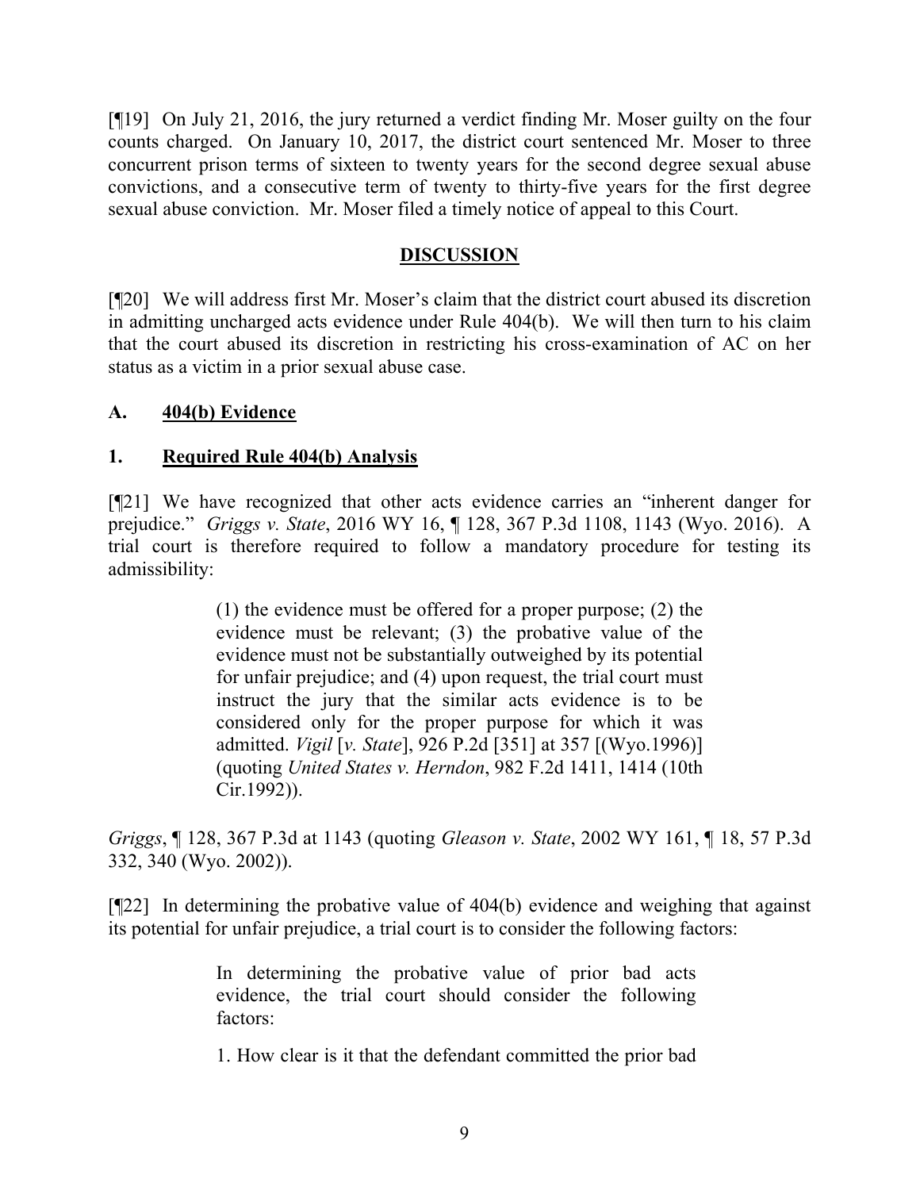[¶19] On July 21, 2016, the jury returned a verdict finding Mr. Moser guilty on the four counts charged. On January 10, 2017, the district court sentenced Mr. Moser to three concurrent prison terms of sixteen to twenty years for the second degree sexual abuse convictions, and a consecutive term of twenty to thirty-five years for the first degree sexual abuse conviction. Mr. Moser filed a timely notice of appeal to this Court.

## DISCUSSION

[¶20] We will address first Mr. Moser's claim that the district court abused its discretion in admitting uncharged acts evidence under Rule 404(b). We will then turn to his claim that the court abused its discretion in restricting his cross-examination of AC on her status as a victim in a prior sexual abuse case.

### A. 404(b) Evidence

### 1. Required Rule 404(b) Analysis

[¶21] We have recognized that other acts evidence carries an "inherent danger for prejudice." *Griggs v. State*, 2016 WY 16, ¶ 128, 367 P.3d 1108, 1143 (Wyo. 2016). A trial court is therefore required to follow a mandatory procedure for testing its admissibility:

> (1) the evidence must be offered for a proper purpose; (2) the evidence must be relevant; (3) the probative value of the evidence must not be substantially outweighed by its potential for unfair prejudice; and (4) upon request, the trial court must instruct the jury that the similar acts evidence is to be considered only for the proper purpose for which it was admitted. *Vigil* [*v. State*], 926 P.2d [351] at 357 [(Wyo.1996)] (quoting *United States v. Herndon*, 982 F.2d 1411, 1414 (10th Cir.1992)).

*Griggs*, ¶ 128, 367 P.3d at 1143 (quoting *Gleason v. State*, 2002 WY 161, ¶ 18, 57 P.3d 332, 340 (Wyo. 2002)).

[¶22] In determining the probative value of 404(b) evidence and weighing that against its potential for unfair prejudice, a trial court is to consider the following factors:

> In determining the probative value of prior bad acts evidence, the trial court should consider the following factors:
>
> 1. How clear is it that the defendant committed the prior bad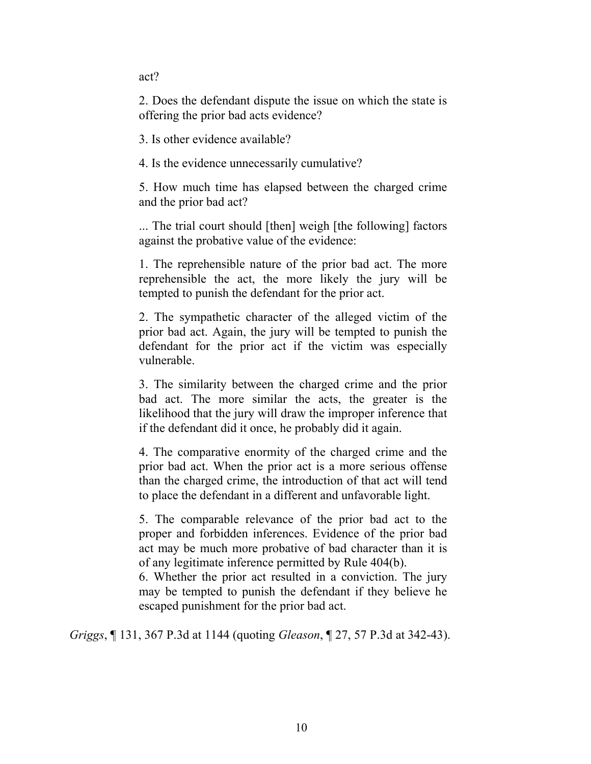act?

2. Does the defendant dispute the issue on which the state is offering the prior bad acts evidence?

3. Is other evidence available?

4. Is the evidence unnecessarily cumulative?

5. How much time has elapsed between the charged crime and the prior bad act?

... The trial court should [then] weigh [the following] factors against the probative value of the evidence:

1. The reprehensible nature of the prior bad act. The more reprehensible the act, the more likely the jury will be tempted to punish the defendant for the prior act.

2. The sympathetic character of the alleged victim of the prior bad act. Again, the jury will be tempted to punish the defendant for the prior act if the victim was especially vulnerable.

3. The similarity between the charged crime and the prior bad act. The more similar the acts, the greater is the likelihood that the jury will draw the improper inference that if the defendant did it once, he probably did it again.

4. The comparative enormity of the charged crime and the prior bad act. When the prior act is a more serious offense than the charged crime, the introduction of that act will tend to place the defendant in a different and unfavorable light.

5. The comparable relevance of the prior bad act to the proper and forbidden inferences. Evidence of the prior bad act may be much more probative of bad character than it is of any legitimate inference permitted by Rule 404(b).

6. Whether the prior act resulted in a conviction. The jury may be tempted to punish the defendant if they believe he escaped punishment for the prior bad act.

*Griggs*, ¶ 131, 367 P.3d at 1144 (quoting *Gleason*, ¶ 27, 57 P.3d at 342-43).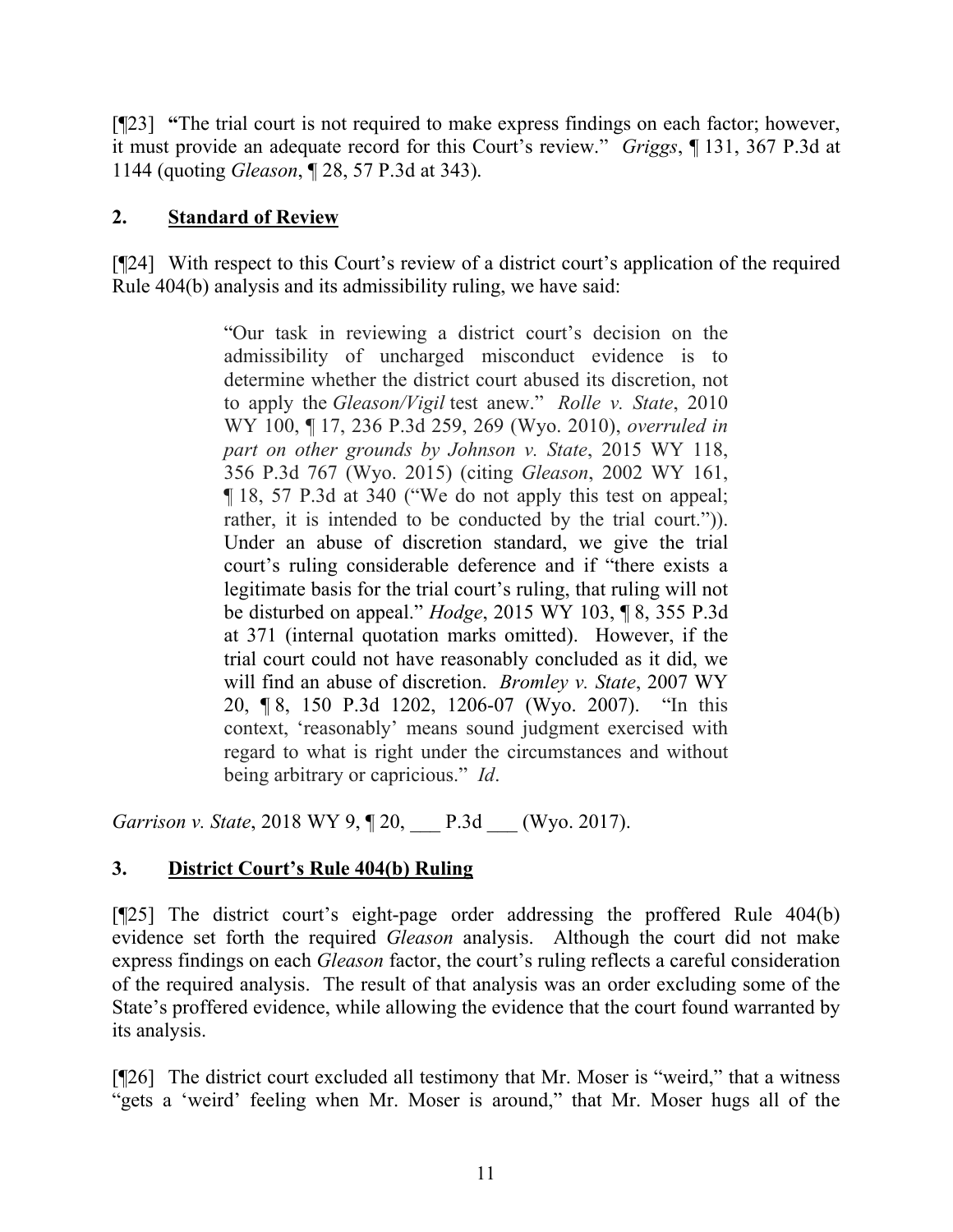[¶23] **"**The trial court is not required to make express findings on each factor; however, it must provide an adequate record for this Court's review." *Griggs*, ¶ 131, 367 P.3d at 1144 (quoting *Gleason*, ¶ 28, 57 P.3d at 343).

## 2. Standard of Review

[¶24] With respect to this Court's review of a district court's application of the required Rule 404(b) analysis and its admissibility ruling, we have said:

> "Our task in reviewing a district court's decision on the admissibility of uncharged misconduct evidence is to determine whether the district court abused its discretion, not to apply the *Gleason/Vigil* test anew." *Rolle v. State*, 2010 WY 100, ¶ 17, 236 P.3d 259, 269 (Wyo. 2010), *overruled in part on other grounds by Johnson v. State*, 2015 WY 118, 356 P.3d 767 (Wyo. 2015) (citing *Gleason*, 2002 WY 161, ¶ 18, 57 P.3d at 340 ("We do not apply this test on appeal; rather, it is intended to be conducted by the trial court.")). Under an abuse of discretion standard, we give the trial court's ruling considerable deference and if "there exists a legitimate basis for the trial court's ruling, that ruling will not be disturbed on appeal." *Hodge*, 2015 WY 103, ¶ 8, 355 P.3d at 371 (internal quotation marks omitted). However, if the trial court could not have reasonably concluded as it did, we will find an abuse of discretion. *Bromley v. State*, 2007 WY 20, ¶ 8, 150 P.3d 1202, 1206-07 (Wyo. 2007). "In this context, 'reasonably' means sound judgment exercised with regard to what is right under the circumstances and without being arbitrary or capricious." *Id*.

*Garrison v. State*, 2018 WY 9, ¶ 20, ___ P.3d ___ (Wyo. 2017).

## 3. District Court's Rule 404(b) Ruling

[¶25] The district court's eight-page order addressing the proffered Rule 404(b) evidence set forth the required *Gleason* analysis. Although the court did not make express findings on each *Gleason* factor, the court's ruling reflects a careful consideration of the required analysis. The result of that analysis was an order excluding some of the State's proffered evidence, while allowing the evidence that the court found warranted by its analysis.

[¶26] The district court excluded all testimony that Mr. Moser is "weird," that a witness "gets a 'weird' feeling when Mr. Moser is around," that Mr. Moser hugs all of the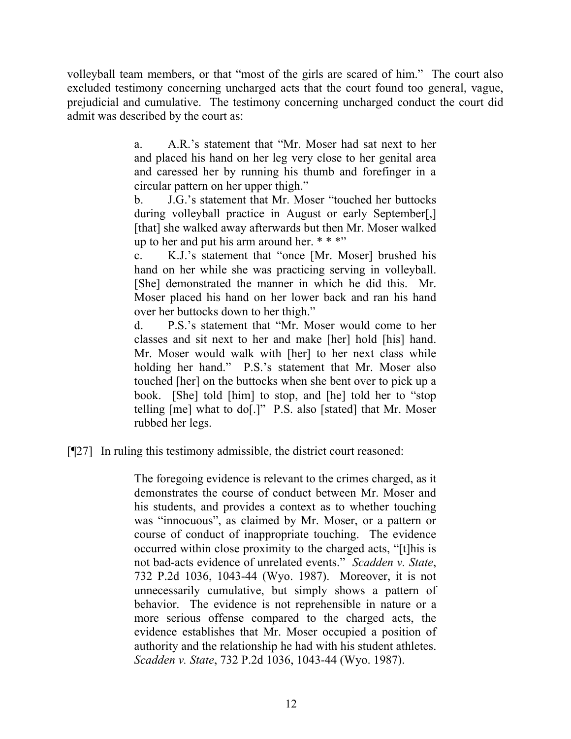volleyball team members, or that "most of the girls are scared of him." The court also excluded testimony concerning uncharged acts that the court found too general, vague, prejudicial and cumulative. The testimony concerning uncharged conduct the court did admit was described by the court as:

> a. A.R.'s statement that "Mr. Moser had sat next to her and placed his hand on her leg very close to her genital area and caressed her by running his thumb and forefinger in a circular pattern on her upper thigh."
>
> b. J.G.'s statement that Mr. Moser "touched her buttocks during volleyball practice in August or early September[,] [that] she walked away afterwards but then Mr. Moser walked up to her and put his arm around her. * * *"
>
> c. K.J.'s statement that "once [Mr. Moser] brushed his hand on her while she was practicing serving in volleyball. [She] demonstrated the manner in which he did this. Mr. Moser placed his hand on her lower back and ran his hand over her buttocks down to her thigh."
>
> d. P.S.'s statement that "Mr. Moser would come to her classes and sit next to her and make [her] hold [his] hand. Mr. Moser would walk with [her] to her next class while holding her hand." P.S.'s statement that Mr. Moser also touched [her] on the buttocks when she bent over to pick up a book. [She] told [him] to stop, and [he] told her to "stop telling [me] what to do[.]" P.S. also [stated] that Mr. Moser rubbed her legs.

[¶27] In ruling this testimony admissible, the district court reasoned:

> The foregoing evidence is relevant to the crimes charged, as it demonstrates the course of conduct between Mr. Moser and his students, and provides a context as to whether touching was "innocuous", as claimed by Mr. Moser, or a pattern or course of conduct of inappropriate touching. The evidence occurred within close proximity to the charged acts, "[t]his is not bad-acts evidence of unrelated events." *Scadden v. State*, 732 P.2d 1036, 1043-44 (Wyo. 1987). Moreover, it is not unnecessarily cumulative, but simply shows a pattern of behavior. The evidence is not reprehensible in nature or a more serious offense compared to the charged acts, the evidence establishes that Mr. Moser occupied a position of authority and the relationship he had with his student athletes. *Scadden v. State*, 732 P.2d 1036, 1043-44 (Wyo. 1987).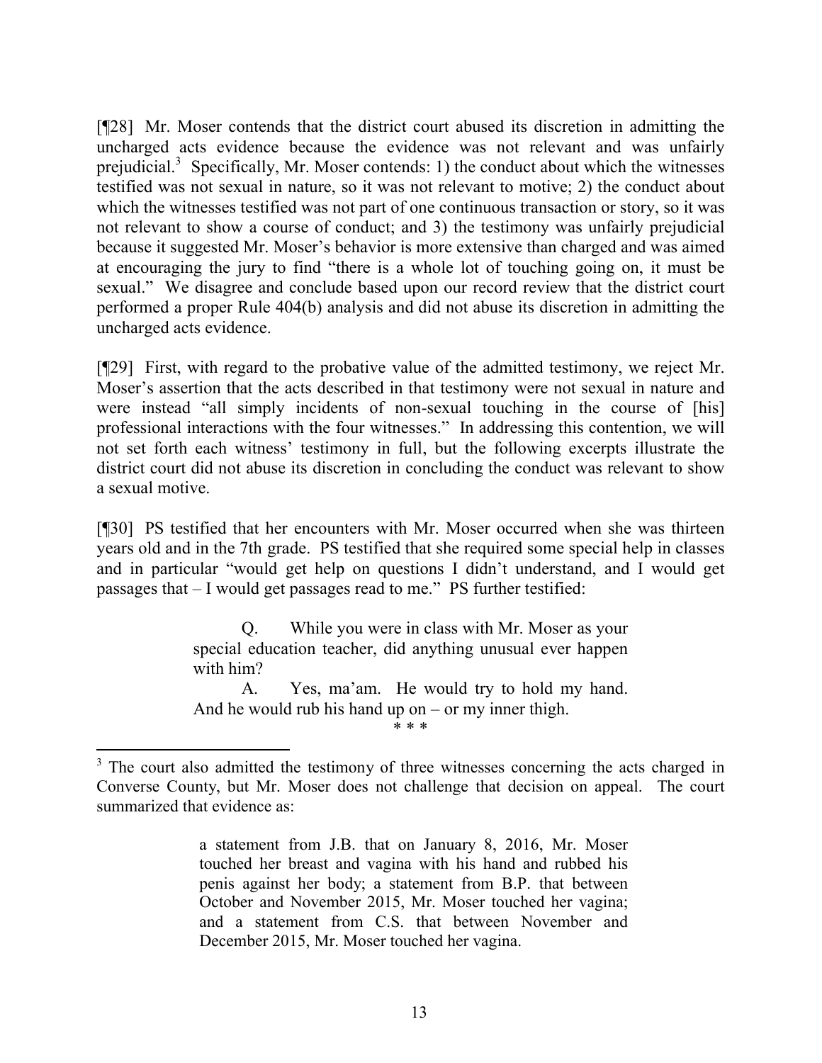[¶28] Mr. Moser contends that the district court abused its discretion in admitting the uncharged acts evidence because the evidence was not relevant and was unfairly prejudicial.[3] Specifically, Mr. Moser contends: 1) the conduct about which the witnesses testified was not sexual in nature, so it was not relevant to motive; 2) the conduct about which the witnesses testified was not part of one continuous transaction or story, so it was not relevant to show a course of conduct; and 3) the testimony was unfairly prejudicial because it suggested Mr. Moser's behavior is more extensive than charged and was aimed at encouraging the jury to find "there is a whole lot of touching going on, it must be sexual." We disagree and conclude based upon our record review that the district court performed a proper Rule 404(b) analysis and did not abuse its discretion in admitting the uncharged acts evidence.

[¶29] First, with regard to the probative value of the admitted testimony, we reject Mr. Moser's assertion that the acts described in that testimony were not sexual in nature and were instead "all simply incidents of non-sexual touching in the course of [his] professional interactions with the four witnesses." In addressing this contention, we will not set forth each witness' testimony in full, but the following excerpts illustrate the district court did not abuse its discretion in concluding the conduct was relevant to show a sexual motive.

[¶30] PS testified that her encounters with Mr. Moser occurred when she was thirteen years old and in the 7th grade. PS testified that she required some special help in classes and in particular "would get help on questions I didn't understand, and I would get passages that – I would get passages read to me." PS further testified:

> Q. While you were in class with Mr. Moser as your special education teacher, did anything unusual ever happen with him?
>
> A. Yes, ma'am. He would try to hold my hand. And he would rub his hand up on – or my inner thigh.
>
> \* \* \*

---

[3] The court also admitted the testimony of three witnesses concerning the acts charged in Converse County, but Mr. Moser does not challenge that decision on appeal. The court summarized that evidence as:

> a statement from J.B. that on January 8, 2016, Mr. Moser touched her breast and vagina with his hand and rubbed his penis against her body; a statement from B.P. that between October and November 2015, Mr. Moser touched her vagina; and a statement from C.S. that between November and December 2015, Mr. Moser touched her vagina.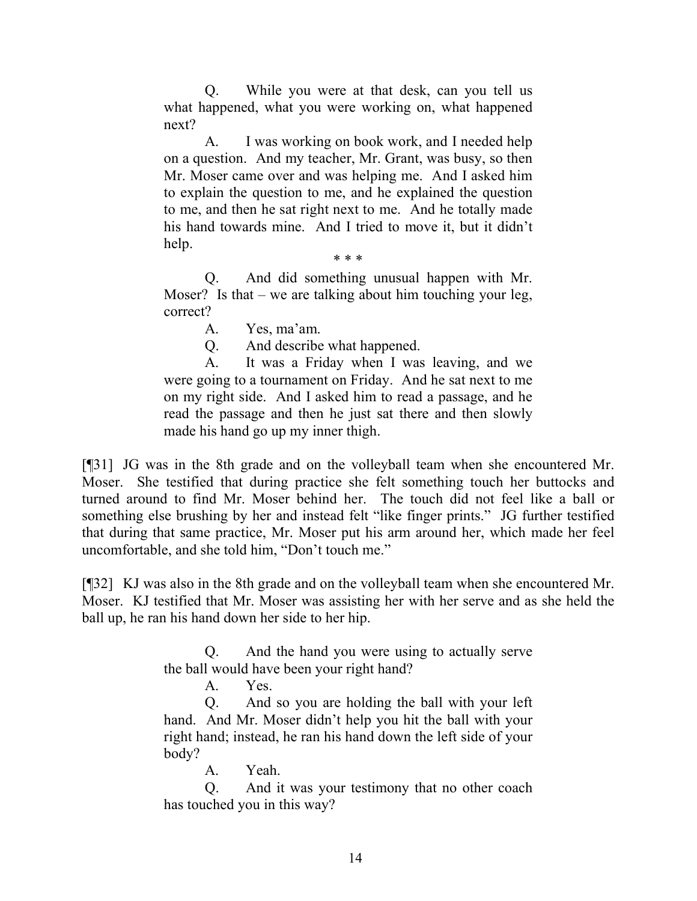> Q. While you were at that desk, can you tell us what happened, what you were working on, what happened next?
>
> A. I was working on book work, and I needed help on a question. And my teacher, Mr. Grant, was busy, so then Mr. Moser came over and was helping me. And I asked him to explain the question to me, and he explained the question to me, and then he sat right next to me. And he totally made his hand towards mine. And I tried to move it, but it didn't help.
>
> \* \* \*
>
> Q. And did something unusual happen with Mr. Moser? Is that – we are talking about him touching your leg, correct?
>
> A. Yes, ma'am.
>
> Q. And describe what happened.
>
> A. It was a Friday when I was leaving, and we were going to a tournament on Friday. And he sat next to me on my right side. And I asked him to read a passage, and he read the passage and then he just sat there and then slowly made his hand go up my inner thigh.

[¶31] JG was in the 8th grade and on the volleyball team when she encountered Mr. Moser. She testified that during practice she felt something touch her buttocks and turned around to find Mr. Moser behind her. The touch did not feel like a ball or something else brushing by her and instead felt "like finger prints." JG further testified that during that same practice, Mr. Moser put his arm around her, which made her feel uncomfortable, and she told him, "Don't touch me."

[¶32] KJ was also in the 8th grade and on the volleyball team when she encountered Mr. Moser. KJ testified that Mr. Moser was assisting her with her serve and as she held the ball up, he ran his hand down her side to her hip.

> Q. And the hand you were using to actually serve the ball would have been your right hand?
>
> A. Yes.
>
> Q. And so you are holding the ball with your left hand. And Mr. Moser didn't help you hit the ball with your right hand; instead, he ran his hand down the left side of your body?
>
> A. Yeah.
>
> Q. And it was your testimony that no other coach has touched you in this way?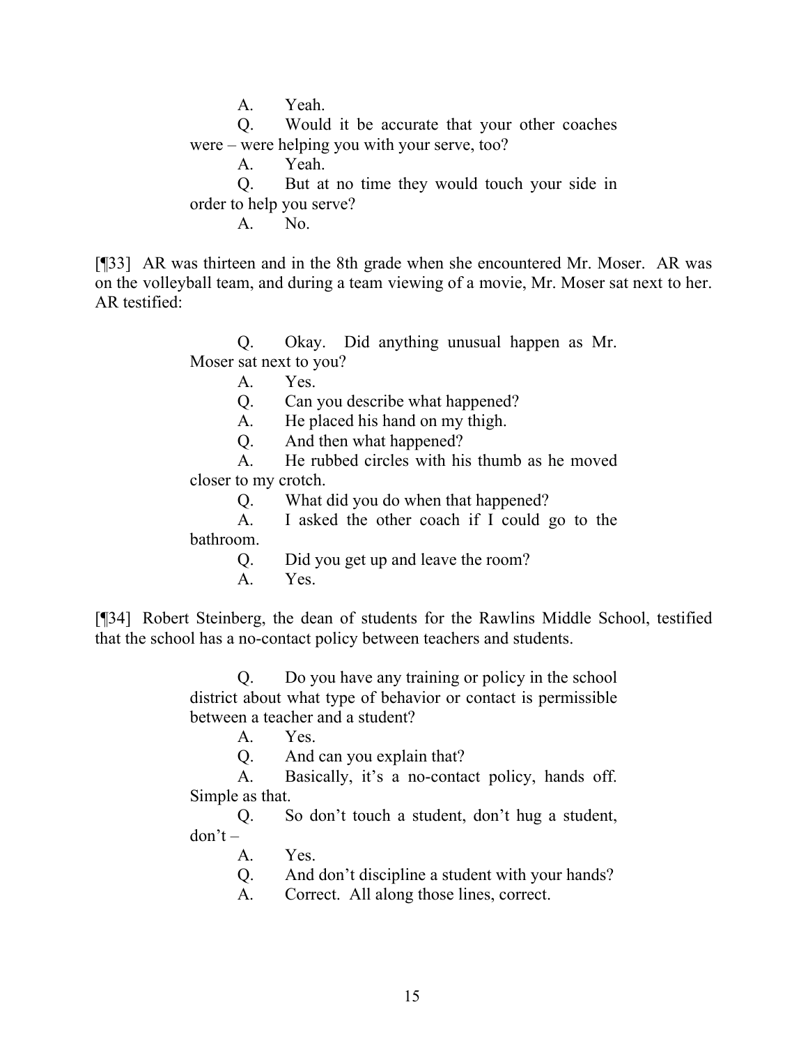> A. Yeah.
>
> Q. Would it be accurate that your other coaches were – were helping you with your serve, too?
>
> A. Yeah.
>
> Q. But at no time they would touch your side in order to help you serve?
>
> A. No.

[¶33] AR was thirteen and in the 8th grade when she encountered Mr. Moser. AR was on the volleyball team, and during a team viewing of a movie, Mr. Moser sat next to her. AR testified:

> Q. Okay. Did anything unusual happen as Mr. Moser sat next to you?
>
> A. Yes.
>
> Q. Can you describe what happened?
>
> A. He placed his hand on my thigh.
>
> Q. And then what happened?
>
> A. He rubbed circles with his thumb as he moved closer to my crotch.
>
> Q. What did you do when that happened?
>
> A. I asked the other coach if I could go to the bathroom.
>
> Q. Did you get up and leave the room?
>
> A. Yes.

[¶34] Robert Steinberg, the dean of students for the Rawlins Middle School, testified that the school has a no-contact policy between teachers and students.

> Q. Do you have any training or policy in the school district about what type of behavior or contact is permissible between a teacher and a student?
>
> A. Yes.
>
> Q. And can you explain that?
>
> A. Basically, it's a no-contact policy, hands off. Simple as that.
>
> Q. So don't touch a student, don't hug a student, don't –
>
> A. Yes.
>
> Q. And don't discipline a student with your hands?
>
> A. Correct. All along those lines, correct.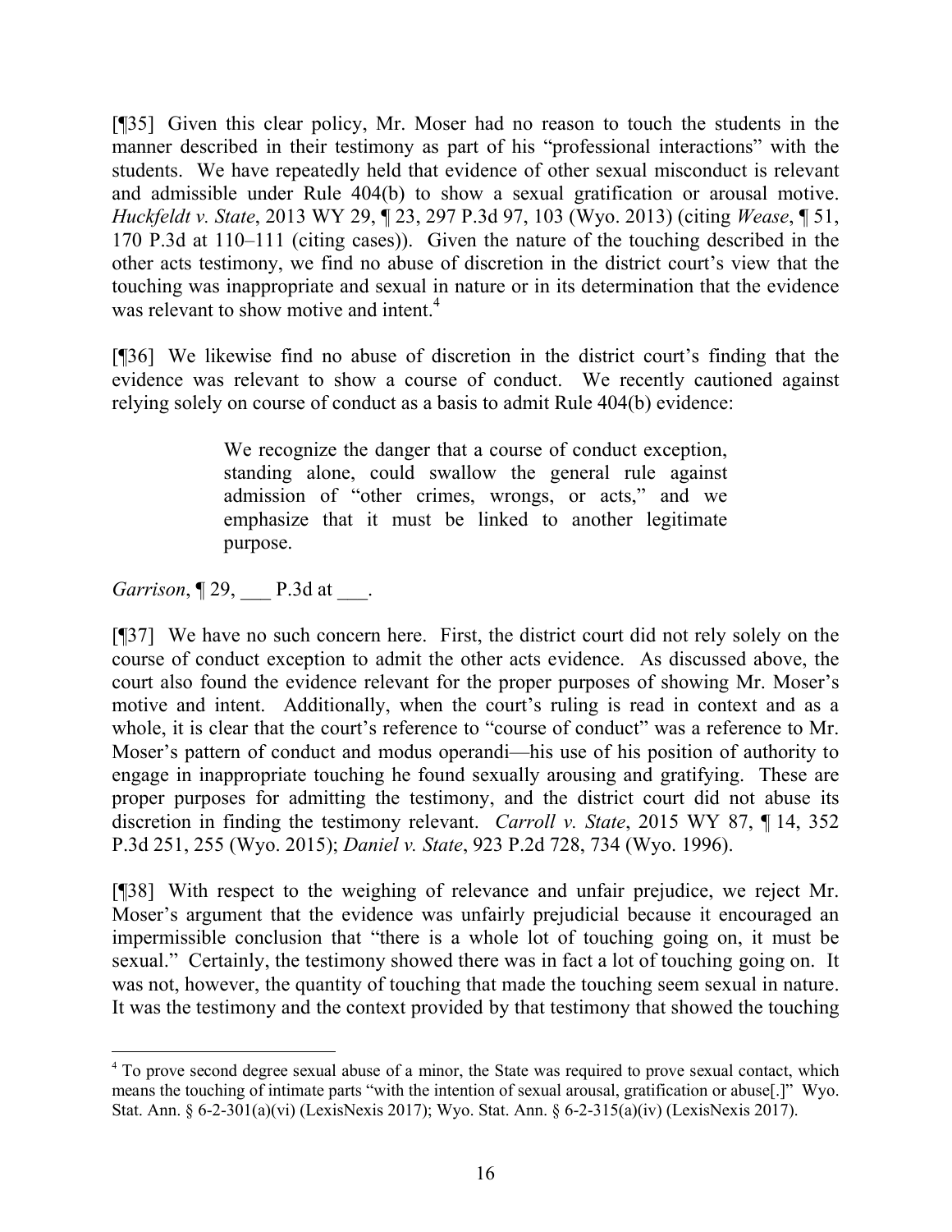[¶35] Given this clear policy, Mr. Moser had no reason to touch the students in the manner described in their testimony as part of his "professional interactions" with the students. We have repeatedly held that evidence of other sexual misconduct is relevant and admissible under Rule 404(b) to show a sexual gratification or arousal motive. *Huckfeldt v. State*, 2013 WY 29, ¶ 23, 297 P.3d 97, 103 (Wyo. 2013) (citing *Wease*, ¶ 51, 170 P.3d at 110–111 (citing cases)). Given the nature of the touching described in the other acts testimony, we find no abuse of discretion in the district court's view that the touching was inappropriate and sexual in nature or in its determination that the evidence was relevant to show motive and intent.[4]

[¶36] We likewise find no abuse of discretion in the district court's finding that the evidence was relevant to show a course of conduct. We recently cautioned against relying solely on course of conduct as a basis to admit Rule 404(b) evidence:

> We recognize the danger that a course of conduct exception, standing alone, could swallow the general rule against admission of "other crimes, wrongs, or acts," and we emphasize that it must be linked to another legitimate purpose.

*Garrison*, ¶ 29, ___ P.3d at ___.

[¶37] We have no such concern here. First, the district court did not rely solely on the course of conduct exception to admit the other acts evidence. As discussed above, the court also found the evidence relevant for the proper purposes of showing Mr. Moser's motive and intent. Additionally, when the court's ruling is read in context and as a whole, it is clear that the court's reference to "course of conduct" was a reference to Mr. Moser's pattern of conduct and modus operandi—his use of his position of authority to engage in inappropriate touching he found sexually arousing and gratifying. These are proper purposes for admitting the testimony, and the district court did not abuse its discretion in finding the testimony relevant. *Carroll v. State*, 2015 WY 87, ¶ 14, 352 P.3d 251, 255 (Wyo. 2015); *Daniel v. State*, 923 P.2d 728, 734 (Wyo. 1996).

[¶38] With respect to the weighing of relevance and unfair prejudice, we reject Mr. Moser's argument that the evidence was unfairly prejudicial because it encouraged an impermissible conclusion that "there is a whole lot of touching going on, it must be sexual." Certainly, the testimony showed there was in fact a lot of touching going on. It was not, however, the quantity of touching that made the touching seem sexual in nature. It was the testimony and the context provided by that testimony that showed the touching

---

[4] To prove second degree sexual abuse of a minor, the State was required to prove sexual contact, which means the touching of intimate parts "with the intention of sexual arousal, gratification or abuse[.]" Wyo. Stat. Ann. § 6-2-301(a)(vi) (LexisNexis 2017); Wyo. Stat. Ann. § 6-2-315(a)(iv) (LexisNexis 2017).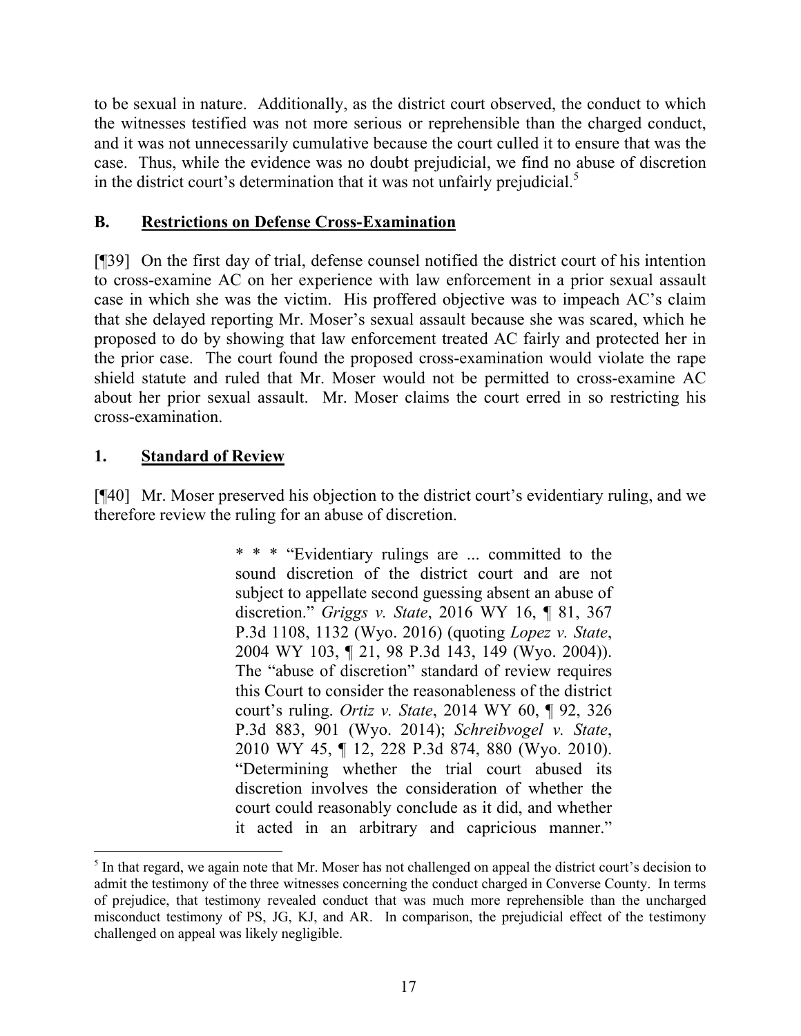to be sexual in nature. Additionally, as the district court observed, the conduct to which the witnesses testified was not more serious or reprehensible than the charged conduct, and it was not unnecessarily cumulative because the court culled it to ensure that was the case. Thus, while the evidence was no doubt prejudicial, we find no abuse of discretion in the district court's determination that it was not unfairly prejudicial.[5]

## B. Restrictions on Defense Cross-Examination

[¶39] On the first day of trial, defense counsel notified the district court of his intention to cross-examine AC on her experience with law enforcement in a prior sexual assault case in which she was the victim. His proffered objective was to impeach AC's claim that she delayed reporting Mr. Moser's sexual assault because she was scared, which he proposed to do by showing that law enforcement treated AC fairly and protected her in the prior case. The court found the proposed cross-examination would violate the rape shield statute and ruled that Mr. Moser would not be permitted to cross-examine AC about her prior sexual assault. Mr. Moser claims the court erred in so restricting his cross-examination.

### 1. Standard of Review

[¶40] Mr. Moser preserved his objection to the district court's evidentiary ruling, and we therefore review the ruling for an abuse of discretion.

> * * * "Evidentiary rulings are ... committed to the sound discretion of the district court and are not subject to appellate second guessing absent an abuse of discretion." *Griggs v. State*, 2016 WY 16, ¶ 81, 367 P.3d 1108, 1132 (Wyo. 2016) (quoting *Lopez v. State*, 2004 WY 103, ¶ 21, 98 P.3d 143, 149 (Wyo. 2004)). The "abuse of discretion" standard of review requires this Court to consider the reasonableness of the district court's ruling. *Ortiz v. State*, 2014 WY 60, ¶ 92, 326 P.3d 883, 901 (Wyo. 2014); *Schreibvogel v. State*, 2010 WY 45, ¶ 12, 228 P.3d 874, 880 (Wyo. 2010). "Determining whether the trial court abused its discretion involves the consideration of whether the court could reasonably conclude as it did, and whether it acted in an arbitrary and capricious manner."

---

[5] In that regard, we again note that Mr. Moser has not challenged on appeal the district court's decision to admit the testimony of the three witnesses concerning the conduct charged in Converse County. In terms of prejudice, that testimony revealed conduct that was much more reprehensible than the uncharged misconduct testimony of PS, JG, KJ, and AR. In comparison, the prejudicial effect of the testimony challenged on appeal was likely negligible.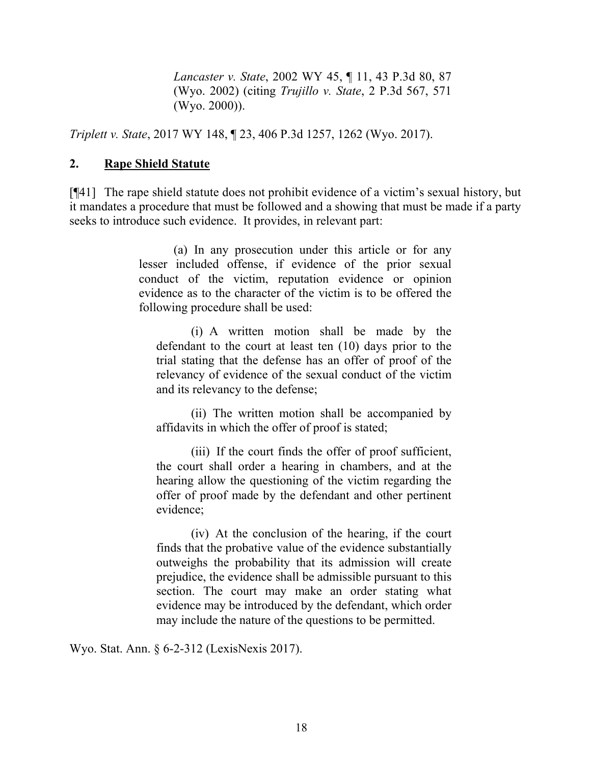> *Lancaster v. State*, 2002 WY 45, ¶ 11, 43 P.3d 80, 87 (Wyo. 2002) (citing *Trujillo v. State*, 2 P.3d 567, 571 (Wyo. 2000)).

*Triplett v. State*, 2017 WY 148, ¶ 23, 406 P.3d 1257, 1262 (Wyo. 2017).

## 2. Rape Shield Statute

[¶41] The rape shield statute does not prohibit evidence of a victim's sexual history, but it mandates a procedure that must be followed and a showing that must be made if a party seeks to introduce such evidence. It provides, in relevant part:

> (a) In any prosecution under this article or for any lesser included offense, if evidence of the prior sexual conduct of the victim, reputation evidence or opinion evidence as to the character of the victim is to be offered the following procedure shall be used:
>
> (i) A written motion shall be made by the defendant to the court at least ten (10) days prior to the trial stating that the defense has an offer of proof of the relevancy of evidence of the sexual conduct of the victim and its relevancy to the defense;
>
> (ii) The written motion shall be accompanied by affidavits in which the offer of proof is stated;
>
> (iii) If the court finds the offer of proof sufficient, the court shall order a hearing in chambers, and at the hearing allow the questioning of the victim regarding the offer of proof made by the defendant and other pertinent evidence;
>
> (iv) At the conclusion of the hearing, if the court finds that the probative value of the evidence substantially outweighs the probability that its admission will create prejudice, the evidence shall be admissible pursuant to this section. The court may make an order stating what evidence may be introduced by the defendant, which order may include the nature of the questions to be permitted.

Wyo. Stat. Ann. § 6-2-312 (LexisNexis 2017).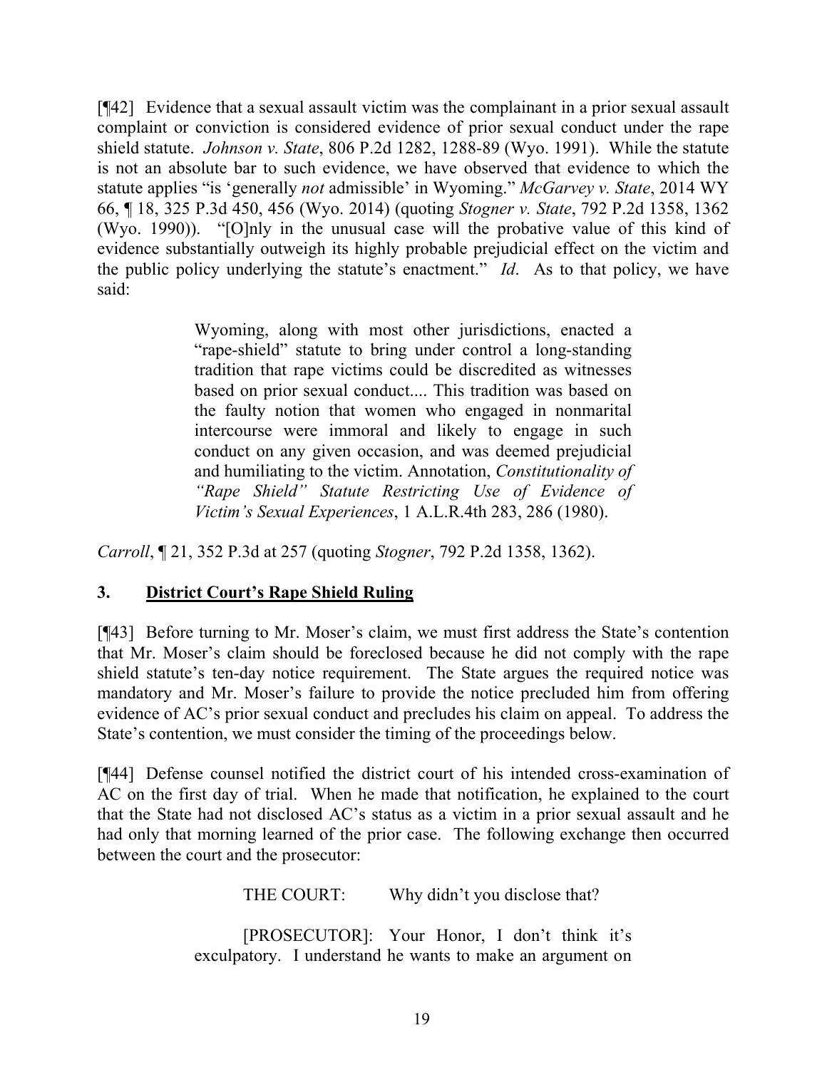[¶42] Evidence that a sexual assault victim was the complainant in a prior sexual assault complaint or conviction is considered evidence of prior sexual conduct under the rape shield statute. *Johnson v. State*, 806 P.2d 1282, 1288-89 (Wyo. 1991). While the statute is not an absolute bar to such evidence, we have observed that evidence to which the statute applies "is 'generally *not* admissible' in Wyoming." *McGarvey v. State*, 2014 WY 66, ¶ 18, 325 P.3d 450, 456 (Wyo. 2014) (quoting *Stogner v. State*, 792 P.2d 1358, 1362 (Wyo. 1990)). "[O]nly in the unusual case will the probative value of this kind of evidence substantially outweigh its highly probable prejudicial effect on the victim and the public policy underlying the statute's enactment." *Id*. As to that policy, we have said:

> Wyoming, along with most other jurisdictions, enacted a "rape-shield" statute to bring under control a long-standing tradition that rape victims could be discredited as witnesses based on prior sexual conduct.... This tradition was based on the faulty notion that women who engaged in nonmarital intercourse were immoral and likely to engage in such conduct on any given occasion, and was deemed prejudicial and humiliating to the victim. Annotation, *Constitutionality of "Rape Shield" Statute Restricting Use of Evidence of Victim's Sexual Experiences*, 1 A.L.R.4th 283, 286 (1980).

*Carroll*, ¶ 21, 352 P.3d at 257 (quoting *Stogner*, 792 P.2d 1358, 1362).

### 3. <u>District Court's Rape Shield Ruling</u>

[¶43] Before turning to Mr. Moser's claim, we must first address the State's contention that Mr. Moser's claim should be foreclosed because he did not comply with the rape shield statute's ten-day notice requirement. The State argues the required notice was mandatory and Mr. Moser's failure to provide the notice precluded him from offering evidence of AC's prior sexual conduct and precludes his claim on appeal. To address the State's contention, we must consider the timing of the proceedings below.

[¶44] Defense counsel notified the district court of his intended cross-examination of AC on the first day of trial. When he made that notification, he explained to the court that the State had not disclosed AC's status as a victim in a prior sexual assault and he had only that morning learned of the prior case. The following exchange then occurred between the court and the prosecutor:

> THE COURT: Why didn't you disclose that?
>
> [PROSECUTOR]: Your Honor, I don't think it's exculpatory. I understand he wants to make an argument on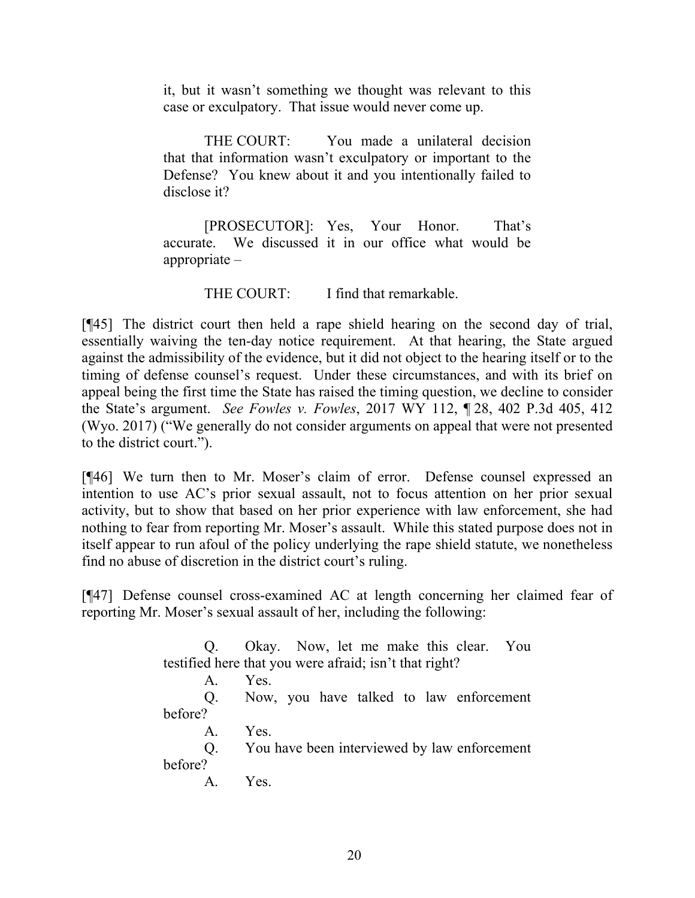it, but it wasn't something we thought was relevant to this case or exculpatory. That issue would never come up.

> THE COURT: You made a unilateral decision that that information wasn't exculpatory or important to the Defense? You knew about it and you intentionally failed to disclose it?
>
> [PROSECUTOR]: Yes, Your Honor. That's accurate. We discussed it in our office what would be appropriate –
>
> THE COURT: I find that remarkable.

[¶45] The district court then held a rape shield hearing on the second day of trial, essentially waiving the ten-day notice requirement. At that hearing, the State argued against the admissibility of the evidence, but it did not object to the hearing itself or to the timing of defense counsel's request. Under these circumstances, and with its brief on appeal being the first time the State has raised the timing question, we decline to consider the State's argument. *See Fowles v. Fowles*, 2017 WY 112, ¶ 28, 402 P.3d 405, 412 (Wyo. 2017) ("We generally do not consider arguments on appeal that were not presented to the district court.").

[¶46] We turn then to Mr. Moser's claim of error. Defense counsel expressed an intention to use AC's prior sexual assault, not to focus attention on her prior sexual activity, but to show that based on her prior experience with law enforcement, she had nothing to fear from reporting Mr. Moser's assault. While this stated purpose does not in itself appear to run afoul of the policy underlying the rape shield statute, we nonetheless find no abuse of discretion in the district court's ruling.

[¶47] Defense counsel cross-examined AC at length concerning her claimed fear of reporting Mr. Moser's sexual assault of her, including the following:

> Q. Okay. Now, let me make this clear. You testified here that you were afraid; isn't that right?
>
> A. Yes.
>
> Q. Now, you have talked to law enforcement before?
>
> A. Yes.
>
> Q. You have been interviewed by law enforcement before?
>
> A. Yes.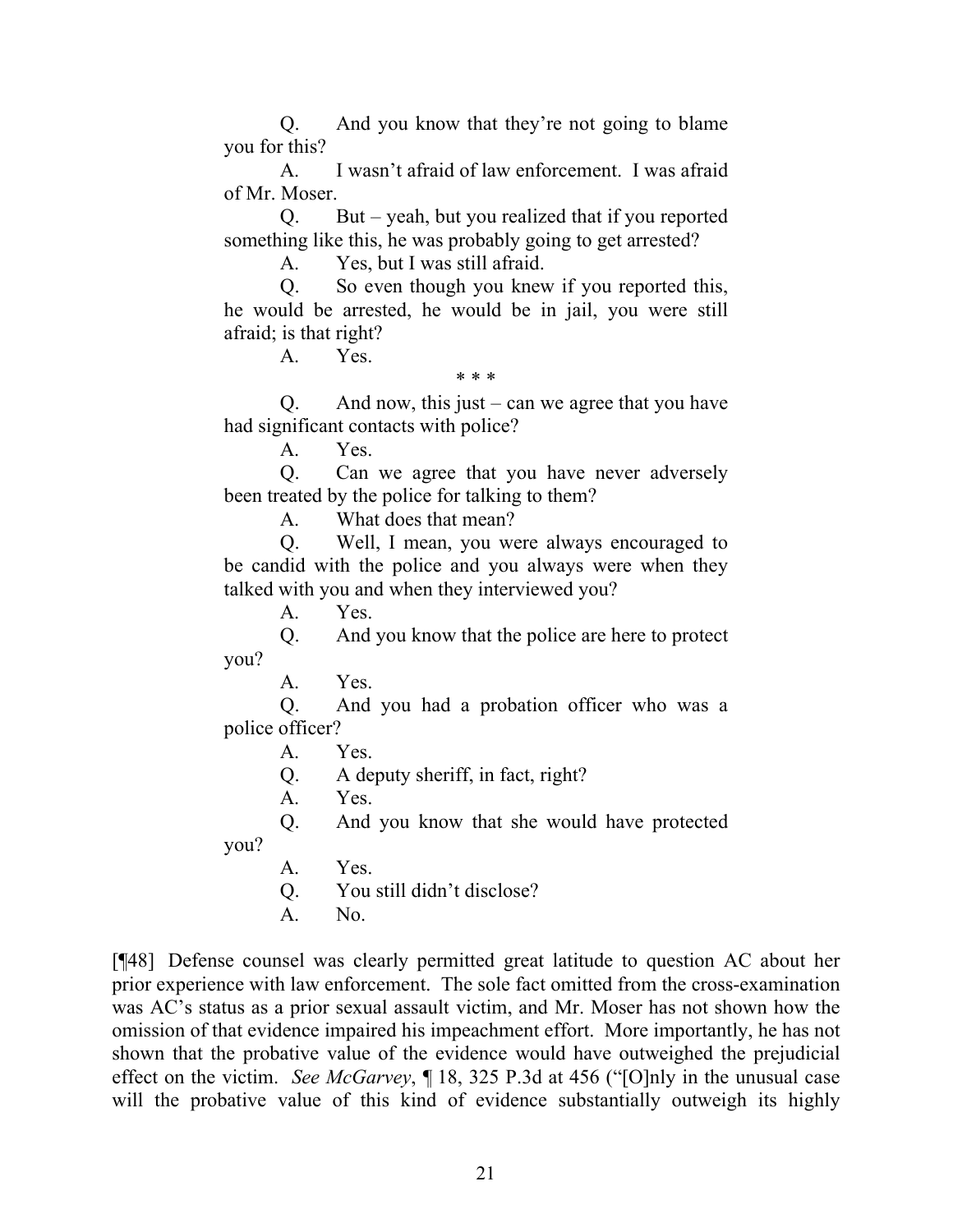Q. And you know that they're not going to blame you for this?

A. I wasn't afraid of law enforcement. I was afraid of Mr. Moser.

Q. But – yeah, but you realized that if you reported something like this, he was probably going to get arrested?

A. Yes, but I was still afraid.

Q. So even though you knew if you reported this, he would be arrested, he would be in jail, you were still afraid; is that right?

A. Yes.

\* \* \*

Q. And now, this just – can we agree that you have had significant contacts with police?

A. Yes.

Q. Can we agree that you have never adversely been treated by the police for talking to them?

A. What does that mean?

Q. Well, I mean, you were always encouraged to be candid with the police and you always were when they talked with you and when they interviewed you?

A. Yes.

Q. And you know that the police are here to protect you?

A. Yes.

Q. And you had a probation officer who was a police officer?

A. Yes.

Q. A deputy sheriff, in fact, right?

A. Yes.

Q. And you know that she would have protected you?

A. Yes.

Q. You still didn't disclose?

A. No.

[¶48] Defense counsel was clearly permitted great latitude to question AC about her prior experience with law enforcement. The sole fact omitted from the cross-examination was AC's status as a prior sexual assault victim, and Mr. Moser has not shown how the omission of that evidence impaired his impeachment effort. More importantly, he has not shown that the probative value of the evidence would have outweighed the prejudicial effect on the victim. *See McGarvey*, ¶ 18, 325 P.3d at 456 ("[O]nly in the unusual case will the probative value of this kind of evidence substantially outweigh its highly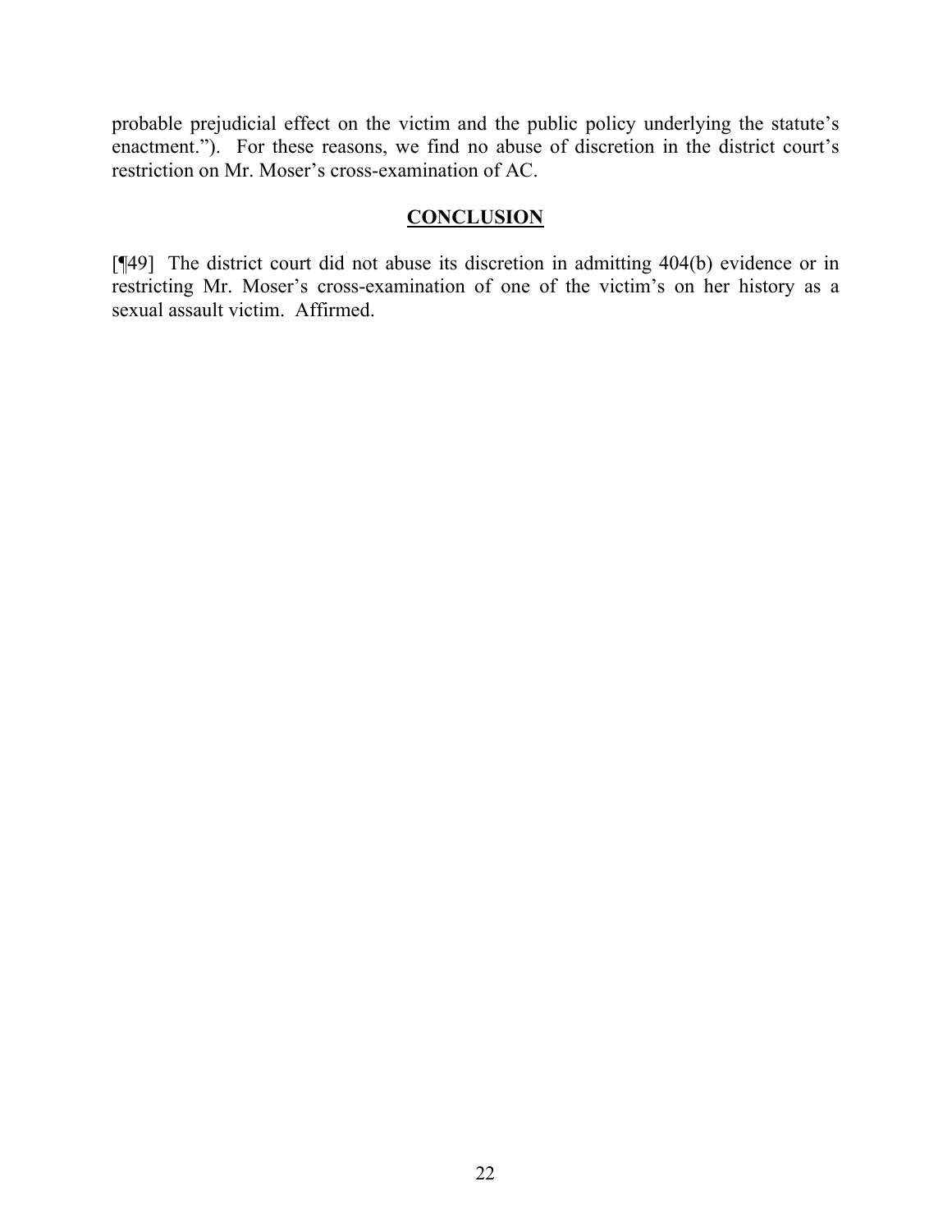probable prejudicial effect on the victim and the public policy underlying the statute's enactment."). For these reasons, we find no abuse of discretion in the district court's restriction on Mr. Moser's cross-examination of AC.

## CONCLUSION

[¶49] The district court did not abuse its discretion in admitting 404(b) evidence or in restricting Mr. Moser's cross-examination of one of the victim's on her history as a sexual assault victim. Affirmed.